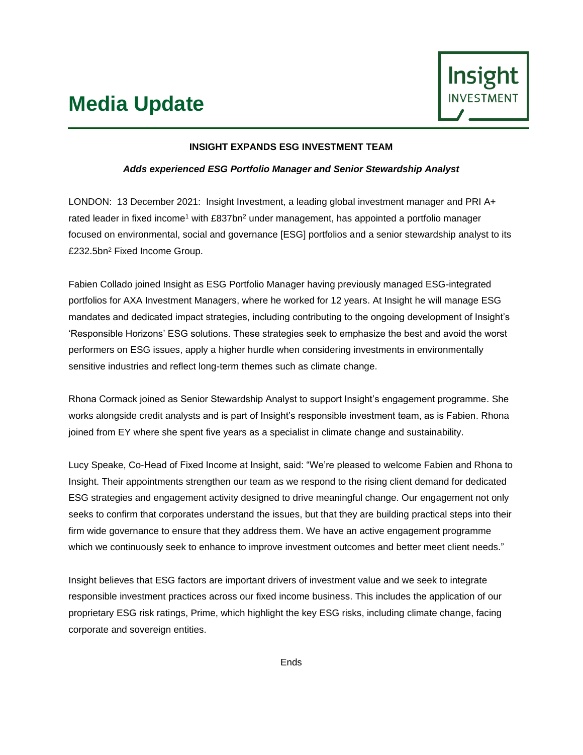# Media Update

Insight INVESTMENT

**INSIGHT EXPANDS ESG INVESTMENT TEAM**

***Adds experienced ESG Portfolio Manager and Senior Stewardship Analyst***

LONDON: 13 December 2021: Insight Investment, a leading global investment manager and PRI A+ rated leader in fixed income[1] with £837bn[2] under management, has appointed a portfolio manager focused on environmental, social and governance [ESG] portfolios and a senior stewardship analyst to its £232.5bn[2] Fixed Income Group.

Fabien Collado joined Insight as ESG Portfolio Manager having previously managed ESG-integrated portfolios for AXA Investment Managers, where he worked for 12 years. At Insight he will manage ESG mandates and dedicated impact strategies, including contributing to the ongoing development of Insight's 'Responsible Horizons' ESG solutions. These strategies seek to emphasize the best and avoid the worst performers on ESG issues, apply a higher hurdle when considering investments in environmentally sensitive industries and reflect long-term themes such as climate change.

Rhona Cormack joined as Senior Stewardship Analyst to support Insight's engagement programme. She works alongside credit analysts and is part of Insight's responsible investment team, as is Fabien. Rhona joined from EY where she spent five years as a specialist in climate change and sustainability.

Lucy Speake, Co-Head of Fixed Income at Insight, said: "We're pleased to welcome Fabien and Rhona to Insight. Their appointments strengthen our team as we respond to the rising client demand for dedicated ESG strategies and engagement activity designed to drive meaningful change. Our engagement not only seeks to confirm that corporates understand the issues, but that they are building practical steps into their firm wide governance to ensure that they address them. We have an active engagement programme which we continuously seek to enhance to improve investment outcomes and better meet client needs."

Insight believes that ESG factors are important drivers of investment value and we seek to integrate responsible investment practices across our fixed income business. This includes the application of our proprietary ESG risk ratings, Prime, which highlight the key ESG risks, including climate change, facing corporate and sovereign entities.

Ends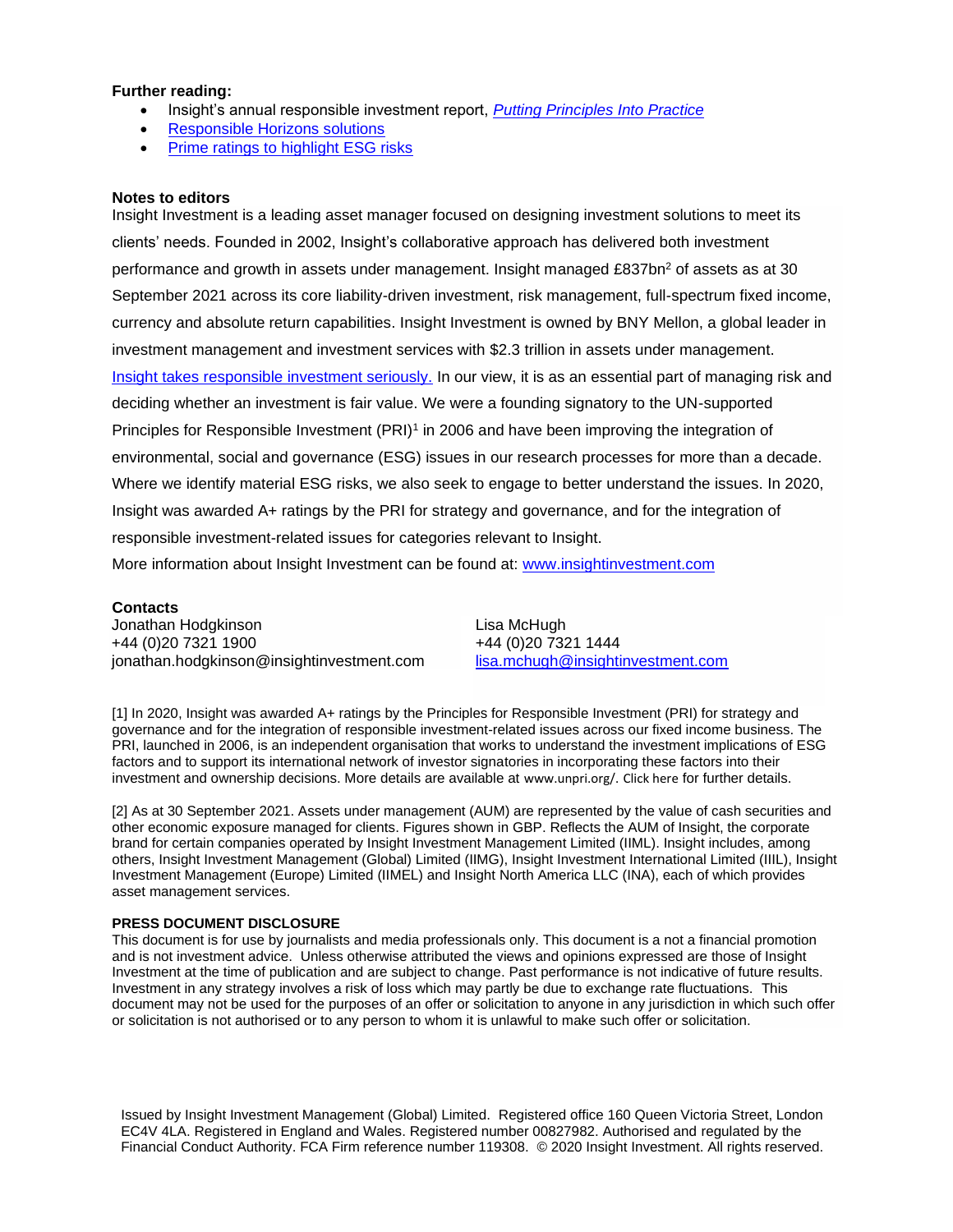**Further reading:**

- Insight's annual responsible investment report, *Putting Principles Into Practice*
- Responsible Horizons solutions
- Prime ratings to highlight ESG risks

**Notes to editors**

Insight Investment is a leading asset manager focused on designing investment solutions to meet its clients' needs. Founded in 2002, Insight's collaborative approach has delivered both investment performance and growth in assets under management. Insight managed £837bn[2] of assets as at 30 September 2021 across its core liability-driven investment, risk management, full-spectrum fixed income, currency and absolute return capabilities. Insight Investment is owned by BNY Mellon, a global leader in investment management and investment services with $2.3 trillion in assets under management.

Insight takes responsible investment seriously. In our view, it is as an essential part of managing risk and deciding whether an investment is fair value. We were a founding signatory to the UN-supported Principles for Responsible Investment (PRI)[1] in 2006 and have been improving the integration of environmental, social and governance (ESG) issues in our research processes for more than a decade. Where we identify material ESG risks, we also seek to engage to better understand the issues. In 2020, Insight was awarded A+ ratings by the PRI for strategy and governance, and for the integration of responsible investment-related issues for categories relevant to Insight.

More information about Insight Investment can be found at: www.insightinvestment.com

**Contacts**

Jonathan Hodgkinson
+44 (0)20 7321 1900
jonathan.hodgkinson@insightinvestment.com

Lisa McHugh
+44 (0)20 7321 1444
lisa.mchugh@insightinvestment.com

[1] In 2020, Insight was awarded A+ ratings by the Principles for Responsible Investment (PRI) for strategy and governance and for the integration of responsible investment-related issues across our fixed income business. The PRI, launched in 2006, is an independent organisation that works to understand the investment implications of ESG factors and to support its international network of investor signatories in incorporating these factors into their investment and ownership decisions. More details are available at www.unpri.org/. Click here for further details.

[2] As at 30 September 2021. Assets under management (AUM) are represented by the value of cash securities and other economic exposure managed for clients. Figures shown in GBP. Reflects the AUM of Insight, the corporate brand for certain companies operated by Insight Investment Management Limited (IIML). Insight includes, among others, Insight Investment Management (Global) Limited (IIMG), Insight Investment International Limited (IIIL), Insight Investment Management (Europe) Limited (IIMEL) and Insight North America LLC (INA), each of which provides asset management services.

**PRESS DOCUMENT DISCLOSURE**

This document is for use by journalists and media professionals only. This document is a not a financial promotion and is not investment advice. Unless otherwise attributed the views and opinions expressed are those of Insight Investment at the time of publication and are subject to change. Past performance is not indicative of future results. Investment in any strategy involves a risk of loss which may partly be due to exchange rate fluctuations. This document may not be used for the purposes of an offer or solicitation to anyone in any jurisdiction in which such offer or solicitation is not authorised or to any person to whom it is unlawful to make such offer or solicitation.

Issued by Insight Investment Management (Global) Limited. Registered office 160 Queen Victoria Street, London EC4V 4LA. Registered in England and Wales. Registered number 00827982. Authorised and regulated by the Financial Conduct Authority. FCA Firm reference number 119308. © 2020 Insight Investment. All rights reserved.